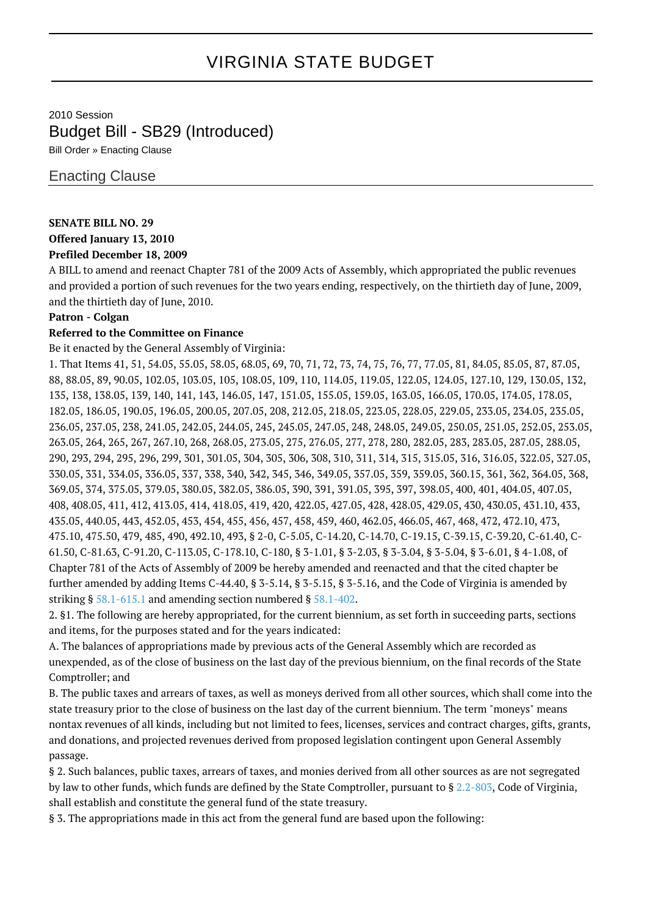# VIRGINIA STATE BUDGET

2010 Session

## Budget Bill - SB29 (Introduced)

Bill Order » Enacting Clause

### Enacting Clause

**SENATE BILL NO. 29**
**Offered January 13, 2010**
**Prefiled December 18, 2009**

A BILL to amend and reenact Chapter 781 of the 2009 Acts of Assembly, which appropriated the public revenues and provided a portion of such revenues for the two years ending, respectively, on the thirtieth day of June, 2009, and the thirtieth day of June, 2010.

**Patron - Colgan**

**Referred to the Committee on Finance**

Be it enacted by the General Assembly of Virginia:

1. That Items 41, 51, 54.05, 55.05, 58.05, 68.05, 69, 70, 71, 72, 73, 74, 75, 76, 77, 77.05, 81, 84.05, 85.05, 87, 87.05, 88, 88.05, 89, 90.05, 102.05, 103.05, 105, 108.05, 109, 110, 114.05, 119.05, 122.05, 124.05, 127.10, 129, 130.05, 132, 135, 138, 138.05, 139, 140, 141, 143, 146.05, 147, 151.05, 155.05, 159.05, 163.05, 166.05, 170.05, 174.05, 178.05, 182.05, 186.05, 190.05, 196.05, 200.05, 207.05, 208, 212.05, 218.05, 223.05, 228.05, 229.05, 233.05, 234.05, 235.05, 236.05, 237.05, 238, 241.05, 242.05, 244.05, 245, 245.05, 247.05, 248, 248.05, 249.05, 250.05, 251.05, 252.05, 253.05, 263.05, 264, 265, 267, 267.10, 268, 268.05, 273.05, 275, 276.05, 277, 278, 280, 282.05, 283, 283.05, 287.05, 288.05, 290, 293, 294, 295, 296, 299, 301, 301.05, 304, 305, 306, 308, 310, 311, 314, 315, 315.05, 316, 316.05, 322.05, 327.05, 330.05, 331, 334.05, 336.05, 337, 338, 340, 342, 345, 346, 349.05, 357.05, 359, 359.05, 360.15, 361, 362, 364.05, 368, 369.05, 374, 375.05, 379.05, 380.05, 382.05, 386.05, 390, 391, 391.05, 395, 397, 398.05, 400, 401, 404.05, 407.05, 408, 408.05, 411, 412, 413.05, 414, 418.05, 419, 420, 422.05, 427.05, 428, 428.05, 429.05, 430, 430.05, 431.10, 433, 435.05, 440.05, 443, 452.05, 453, 454, 455, 456, 457, 458, 459, 460, 462.05, 466.05, 467, 468, 472, 472.10, 473, 475.10, 475.50, 479, 485, 490, 492.10, 493, § 2-0, C-5.05, C-14.20, C-14.70, C-19.15, C-39.15, C-39.20, C-61.40, C-61.50, C-81.63, C-91.20, C-113.05, C-178.10, C-180, § 3-1.01, § 3-2.03, § 3-3.04, § 3-5.04, § 3-6.01, § 4-1.08, of Chapter 781 of the Acts of Assembly of 2009 be hereby amended and reenacted and that the cited chapter be further amended by adding Items C-44.40, § 3-5.14, § 3-5.15, § 3-5.16, and the Code of Virginia is amended by striking § 58.1-615.1 and amending section numbered § 58.1-402.

2. §1. The following are hereby appropriated, for the current biennium, as set forth in succeeding parts, sections and items, for the purposes stated and for the years indicated:

A. The balances of appropriations made by previous acts of the General Assembly which are recorded as unexpended, as of the close of business on the last day of the previous biennium, on the final records of the State Comptroller; and

B. The public taxes and arrears of taxes, as well as moneys derived from all other sources, which shall come into the state treasury prior to the close of business on the last day of the current biennium. The term "moneys" means nontax revenues of all kinds, including but not limited to fees, licenses, services and contract charges, gifts, grants, and donations, and projected revenues derived from proposed legislation contingent upon General Assembly passage.

§ 2. Such balances, public taxes, arrears of taxes, and monies derived from all other sources as are not segregated by law to other funds, which funds are defined by the State Comptroller, pursuant to § 2.2-803, Code of Virginia, shall establish and constitute the general fund of the state treasury.

§ 3. The appropriations made in this act from the general fund are based upon the following: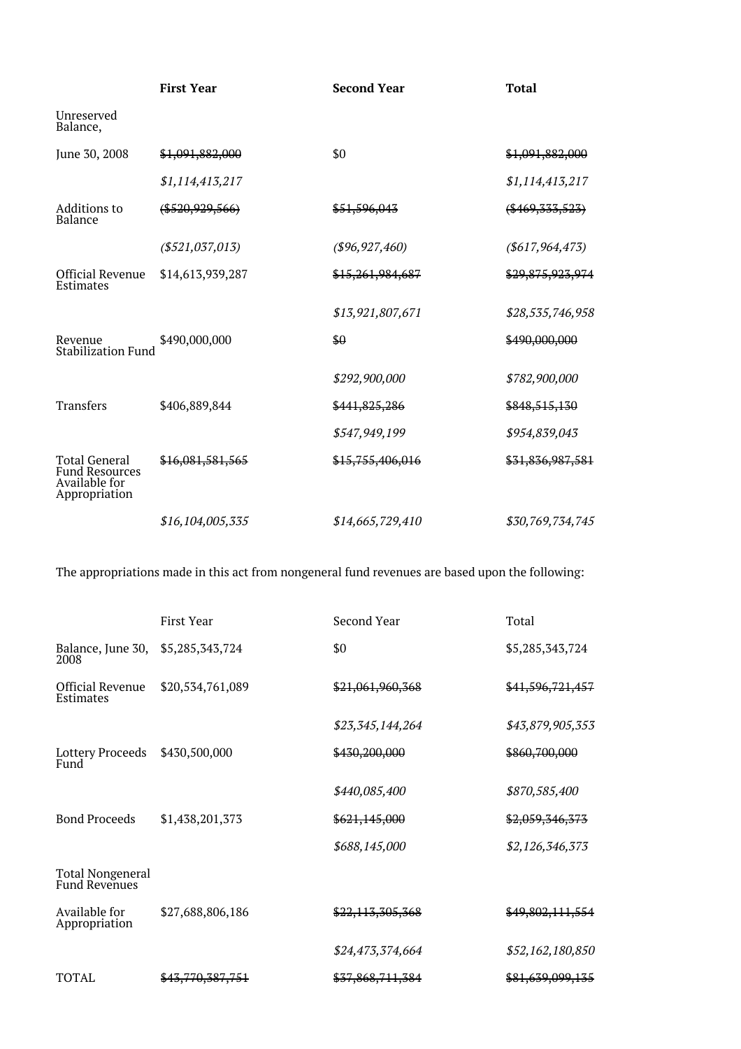| | **First Year** | **Second Year** | **Total** |
|---|---|---|---|
| Unreserved Balance, | | | |
| June 30, 2008 | ~~$1,091,882,000~~ | $0 | ~~$1,091,882,000~~ |
| | *$1,114,413,217* | | *$1,114,413,217* |
| Additions to Balance | ~~($520,929,566)~~ | ~~$51,596,043~~ | ~~($469,333,523)~~ |
| | *($521,037,013)* | *($96,927,460)* | *($617,964,473)* |
| Official Revenue Estimates | $14,613,939,287 | ~~$15,261,984,687~~ | ~~$29,875,923,974~~ |
| | | *$13,921,807,671* | *$28,535,746,958* |
| Revenue Stabilization Fund | $490,000,000 | ~~$0~~ | ~~$490,000,000~~ |
| | | *$292,900,000* | *$782,900,000* |
| Transfers | $406,889,844 | ~~$441,825,286~~ | ~~$848,515,130~~ |
| | | *$547,949,199* | *$954,839,043* |
| Total General Fund Resources Available for Appropriation | ~~$16,081,581,565~~ | ~~$15,755,406,016~~ | ~~$31,836,987,581~~ |
| | *$16,104,005,335* | *$14,665,729,410* | *$30,769,734,745* |

The appropriations made in this act from nongeneral fund revenues are based upon the following:

| | First Year | Second Year | Total |
|---|---|---|---|
| Balance, June 30, 2008 | $5,285,343,724 | $0 | $5,285,343,724 |
| Official Revenue Estimates | $20,534,761,089 | ~~$21,061,960,368~~ | ~~$41,596,721,457~~ |
| | | *$23,345,144,264* | *$43,879,905,353* |
| Lottery Proceeds Fund | $430,500,000 | ~~$430,200,000~~ | ~~$860,700,000~~ |
| | | *$440,085,400* | *$870,585,400* |
| Bond Proceeds | $1,438,201,373 | ~~$621,145,000~~ | ~~$2,059,346,373~~ |
| | | *$688,145,000* | *$2,126,346,373* |
| Total Nongeneral Fund Revenues | | | |
| Available for Appropriation | $27,688,806,186 | ~~$22,113,305,368~~ | ~~$49,802,111,554~~ |
| | | *$24,473,374,664* | *$52,162,180,850* |
| TOTAL | ~~$43,770,387,751~~ | ~~$37,868,711,384~~ | ~~$81,639,099,135~~ |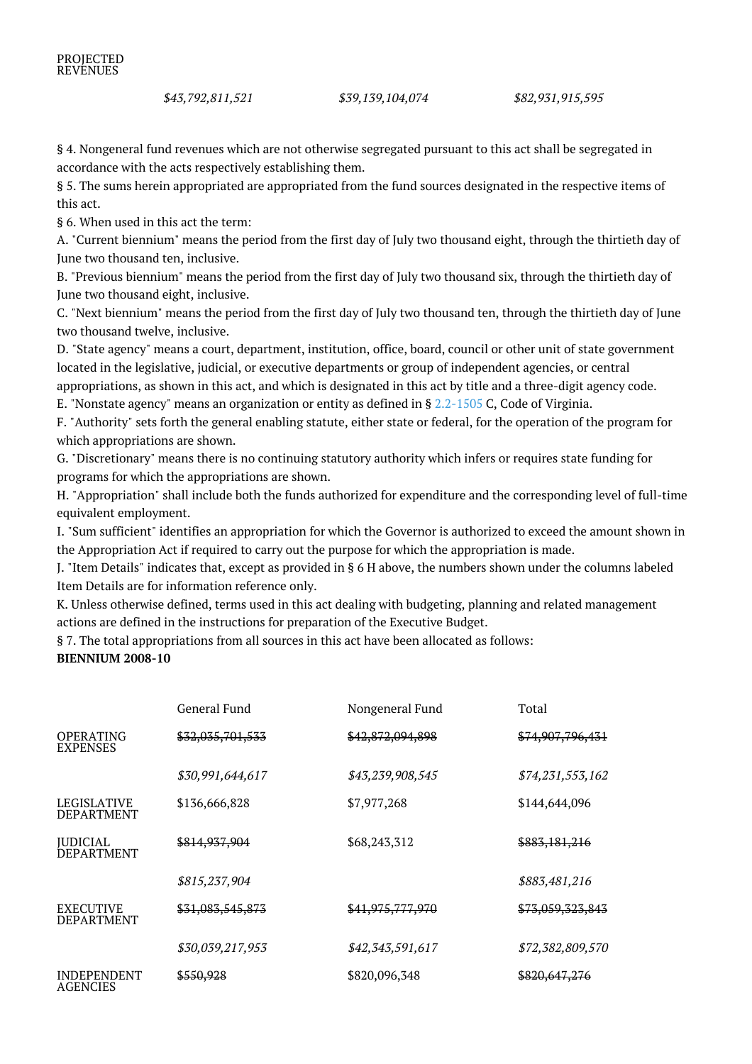| PROJECTED REVENUES | | | |
|---|---|---|---|
| | *$43,792,811,521* | *$39,139,104,074* | *$82,931,915,595* |

§ 4. Nongeneral fund revenues which are not otherwise segregated pursuant to this act shall be segregated in accordance with the acts respectively establishing them.

§ 5. The sums herein appropriated are appropriated from the fund sources designated in the respective items of this act.

§ 6. When used in this act the term:

A. "Current biennium" means the period from the first day of July two thousand eight, through the thirtieth day of June two thousand ten, inclusive.

B. "Previous biennium" means the period from the first day of July two thousand six, through the thirtieth day of June two thousand eight, inclusive.

C. "Next biennium" means the period from the first day of July two thousand ten, through the thirtieth day of June two thousand twelve, inclusive.

D. "State agency" means a court, department, institution, office, board, council or other unit of state government located in the legislative, judicial, or executive departments or group of independent agencies, or central appropriations, as shown in this act, and which is designated in this act by title and a three-digit agency code.

E. "Nonstate agency" means an organization or entity as defined in § 2.2-1505 C, Code of Virginia.

F. "Authority" sets forth the general enabling statute, either state or federal, for the operation of the program for which appropriations are shown.

G. "Discretionary" means there is no continuing statutory authority which infers or requires state funding for programs for which the appropriations are shown.

H. "Appropriation" shall include both the funds authorized for expenditure and the corresponding level of full-time equivalent employment.

I. "Sum sufficient" identifies an appropriation for which the Governor is authorized to exceed the amount shown in the Appropriation Act if required to carry out the purpose for which the appropriation is made.

J. "Item Details" indicates that, except as provided in § 6 H above, the numbers shown under the columns labeled Item Details are for information reference only.

K. Unless otherwise defined, terms used in this act dealing with budgeting, planning and related management actions are defined in the instructions for preparation of the Executive Budget.

§ 7. The total appropriations from all sources in this act have been allocated as follows:

**BIENNIUM 2008-10**

| | General Fund | Nongeneral Fund | Total |
|---|---|---|---|
| OPERATING EXPENSES | ~~$32,035,701,533~~ | ~~$42,872,094,898~~ | ~~$74,907,796,431~~ |
| | *$30,991,644,617* | *$43,239,908,545* | *$74,231,553,162* |
| LEGISLATIVE DEPARTMENT | $136,666,828 | $7,977,268 | $144,644,096 |
| JUDICIAL DEPARTMENT | ~~$814,937,904~~ | $68,243,312 | ~~$883,181,216~~ |
| | *$815,237,904* | | *$883,481,216* |
| EXECUTIVE DEPARTMENT | ~~$31,083,545,873~~ | ~~$41,975,777,970~~ | ~~$73,059,323,843~~ |
| | *$30,039,217,953* | *$42,343,591,617* | *$72,382,809,570* |
| INDEPENDENT AGENCIES | ~~$550,928~~ | $820,096,348 | ~~$820,647,276~~ |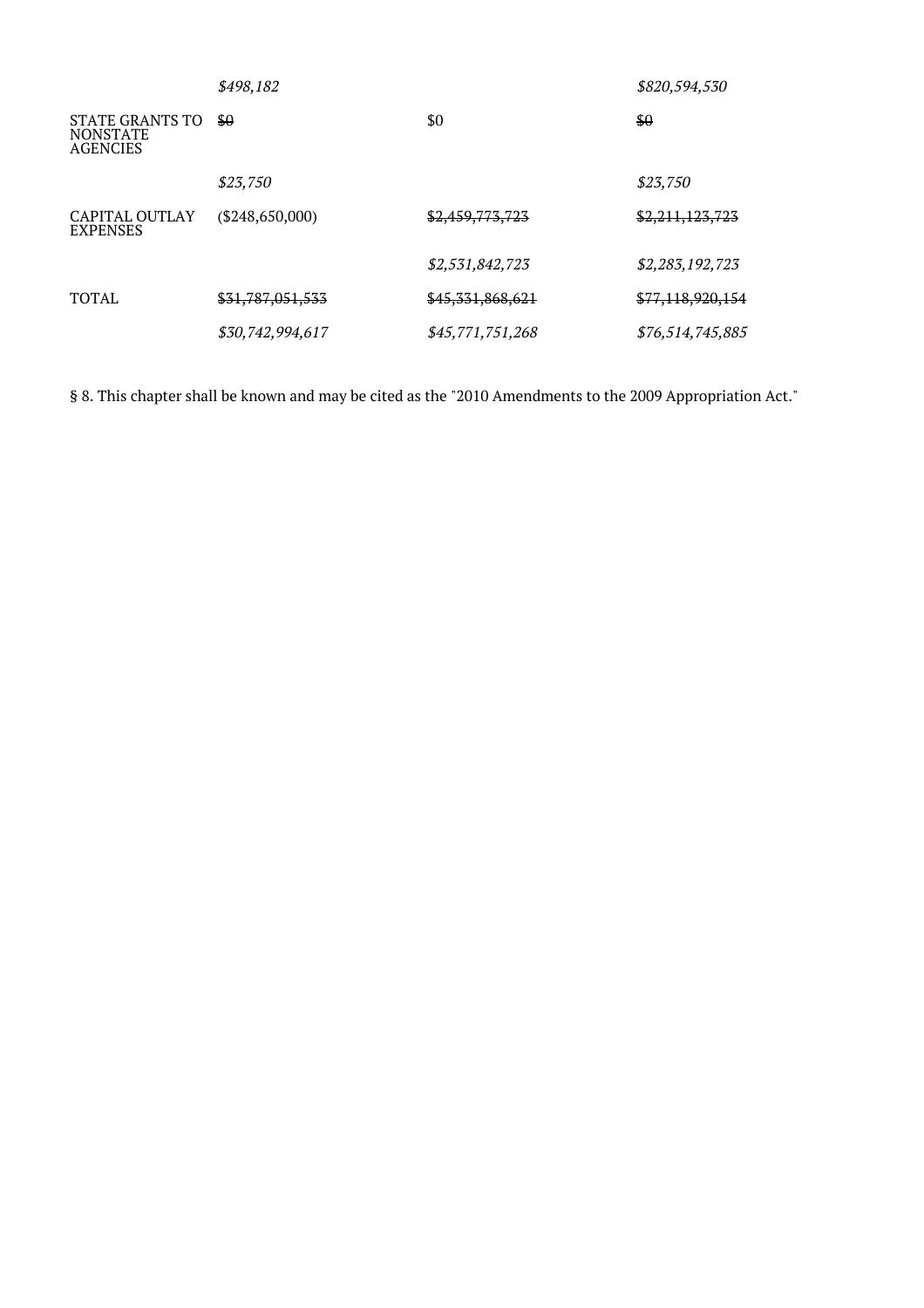| | | | |
|---|---|---|---|
| | *$498,182* | | *$820,594,530* |
| STATE GRANTS TO NONSTATE AGENCIES | ~~$0~~ | $0 | ~~$0~~ |
| | *$23,750* | | *$23,750* |
| CAPITAL OUTLAY EXPENSES | ($248,650,000) | ~~$2,459,773,723~~ | ~~$2,211,123,723~~ |
| | | *$2,531,842,723* | *$2,283,192,723* |
| TOTAL | ~~$31,787,051,533~~ | ~~$45,331,868,621~~ | ~~$77,118,920,154~~ |
| | *$30,742,994,617* | *$45,771,751,268* | *$76,514,745,885* |

§ 8. This chapter shall be known and may be cited as the "2010 Amendments to the 2009 Appropriation Act."